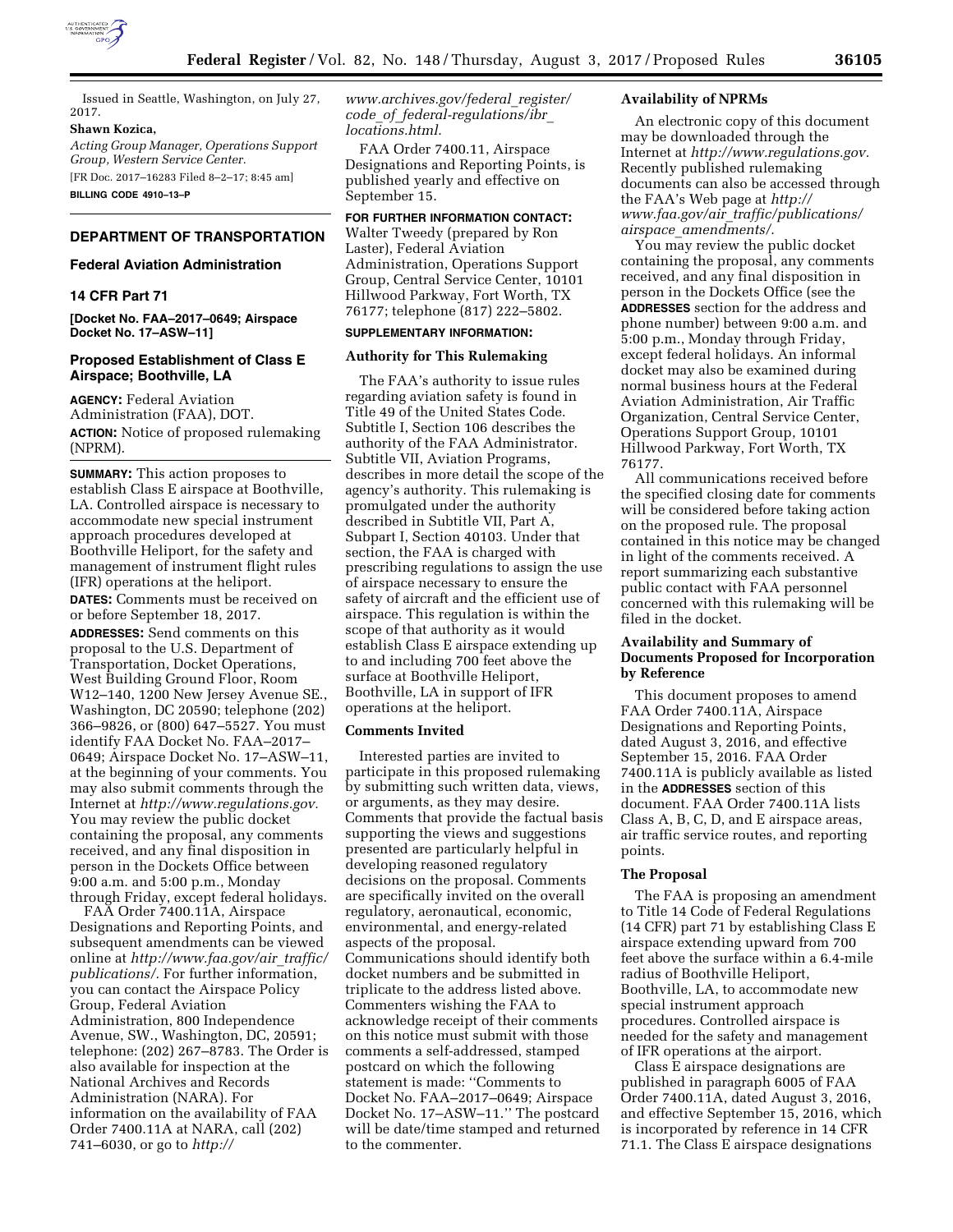Issued in Seattle, Washington, on July 27, 2017.

**Shawn Kozica,**

*Acting Group Manager, Operations Support Group, Western Service Center.*

[FR Doc. 2017–16283 Filed 8–2–17; 8:45 am]

**BILLING CODE 4910–13–P**

---

## DEPARTMENT OF TRANSPORTATION

### Federal Aviation Administration

### 14 CFR Part 71

**[Docket No. FAA–2017–0649; Airspace Docket No. 17–ASW–11]**

### Proposed Establishment of Class E Airspace; Boothville, LA

**AGENCY:** Federal Aviation Administration (FAA), DOT.

**ACTION:** Notice of proposed rulemaking (NPRM).

**SUMMARY:** This action proposes to establish Class E airspace at Boothville, LA. Controlled airspace is necessary to accommodate new special instrument approach procedures developed at Boothville Heliport, for the safety and management of instrument flight rules (IFR) operations at the heliport.

**DATES:** Comments must be received on or before September 18, 2017.

**ADDRESSES:** Send comments on this proposal to the U.S. Department of Transportation, Docket Operations, West Building Ground Floor, Room W12–140, 1200 New Jersey Avenue SE., Washington, DC 20590; telephone (202) 366–9826, or (800) 647–5527. You must identify FAA Docket No. FAA–2017–0649; Airspace Docket No. 17–ASW–11, at the beginning of your comments. You may also submit comments through the Internet at *http://www.regulations.gov.* You may review the public docket containing the proposal, any comments received, and any final disposition in person in the Dockets Office between 9:00 a.m. and 5:00 p.m., Monday through Friday, except federal holidays.

FAA Order 7400.11A, Airspace Designations and Reporting Points, and subsequent amendments can be viewed online at *http://www.faa.gov/air_traffic/publications/.* For further information, you can contact the Airspace Policy Group, Federal Aviation Administration, 800 Independence Avenue, SW., Washington, DC, 20591; telephone: (202) 267–8783. The Order is also available for inspection at the National Archives and Records Administration (NARA). For information on the availability of FAA Order 7400.11A at NARA, call (202) 741–6030, or go to *http://www.archives.gov/federal_register/code_of_federal-regulations/ibr_locations.html.*

FAA Order 7400.11, Airspace Designations and Reporting Points, is published yearly and effective on September 15.

**FOR FURTHER INFORMATION CONTACT:** Walter Tweedy (prepared by Ron Laster), Federal Aviation Administration, Operations Support Group, Central Service Center, 10101 Hillwood Parkway, Fort Worth, TX 76177; telephone (817) 222–5802.

**SUPPLEMENTARY INFORMATION:**

#### Authority for This Rulemaking

The FAA's authority to issue rules regarding aviation safety is found in Title 49 of the United States Code. Subtitle I, Section 106 describes the authority of the FAA Administrator. Subtitle VII, Aviation Programs, describes in more detail the scope of the agency's authority. This rulemaking is promulgated under the authority described in Subtitle VII, Part A, Subpart I, Section 40103. Under that section, the FAA is charged with prescribing regulations to assign the use of airspace necessary to ensure the safety of aircraft and the efficient use of airspace. This regulation is within the scope of that authority as it would establish Class E airspace extending up to and including 700 feet above the surface at Boothville Heliport, Boothville, LA in support of IFR operations at the heliport.

#### Comments Invited

Interested parties are invited to participate in this proposed rulemaking by submitting such written data, views, or arguments, as they may desire. Comments that provide the factual basis supporting the views and suggestions presented are particularly helpful in developing reasoned regulatory decisions on the proposal. Comments are specifically invited on the overall regulatory, aeronautical, economic, environmental, and energy-related aspects of the proposal. Communications should identify both docket numbers and be submitted in triplicate to the address listed above. Commenters wishing the FAA to acknowledge receipt of their comments on this notice must submit with those comments a self-addressed, stamped postcard on which the following statement is made: "Comments to Docket No. FAA–2017–0649; Airspace Docket No. 17–ASW–11." The postcard will be date/time stamped and returned to the commenter.

#### Availability of NPRMs

An electronic copy of this document may be downloaded through the Internet at *http://www.regulations.gov.* Recently published rulemaking documents can also be accessed through the FAA's Web page at *http://www.faa.gov/air_traffic/publications/airspace_amendments/.*

You may review the public docket containing the proposal, any comments received, and any final disposition in person in the Dockets Office (see the **ADDRESSES** section for the address and phone number) between 9:00 a.m. and 5:00 p.m., Monday through Friday, except federal holidays. An informal docket may also be examined during normal business hours at the Federal Aviation Administration, Air Traffic Organization, Central Service Center, Operations Support Group, 10101 Hillwood Parkway, Fort Worth, TX 76177.

All communications received before the specified closing date for comments will be considered before taking action on the proposed rule. The proposal contained in this notice may be changed in light of the comments received. A report summarizing each substantive public contact with FAA personnel concerned with this rulemaking will be filed in the docket.

#### Availability and Summary of Documents Proposed for Incorporation by Reference

This document proposes to amend FAA Order 7400.11A, Airspace Designations and Reporting Points, dated August 3, 2016, and effective September 15, 2016. FAA Order 7400.11A is publicly available as listed in the **ADDRESSES** section of this document. FAA Order 7400.11A lists Class A, B, C, D, and E airspace areas, air traffic service routes, and reporting points.

#### The Proposal

The FAA is proposing an amendment to Title 14 Code of Federal Regulations (14 CFR) part 71 by establishing Class E airspace extending upward from 700 feet above the surface within a 6.4-mile radius of Boothville Heliport, Boothville, LA, to accommodate new special instrument approach procedures. Controlled airspace is needed for the safety and management of IFR operations at the airport.

Class E airspace designations are published in paragraph 6005 of FAA Order 7400.11A, dated August 3, 2016, and effective September 15, 2016, which is incorporated by reference in 14 CFR 71.1. The Class E airspace designations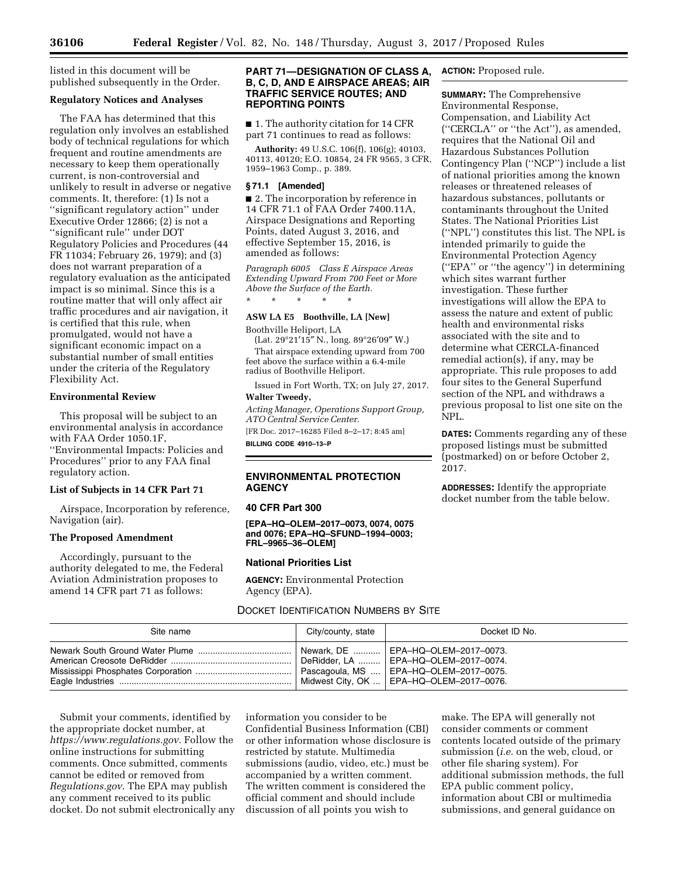listed in this document will be published subsequently in the Order.

**Regulatory Notices and Analyses**

The FAA has determined that this regulation only involves an established body of technical regulations for which frequent and routine amendments are necessary to keep them operationally current, is non-controversial and unlikely to result in adverse or negative comments. It, therefore: (1) Is not a ''significant regulatory action'' under Executive Order 12866; (2) is not a ''significant rule'' under DOT Regulatory Policies and Procedures (44 FR 11034; February 26, 1979); and (3) does not warrant preparation of a regulatory evaluation as the anticipated impact is so minimal. Since this is a routine matter that will only affect air traffic procedures and air navigation, it is certified that this rule, when promulgated, would not have a significant economic impact on a substantial number of small entities under the criteria of the Regulatory Flexibility Act.

**Environmental Review**

This proposal will be subject to an environmental analysis in accordance with FAA Order 1050.1F, ''Environmental Impacts: Policies and Procedures'' prior to any FAA final regulatory action.

**List of Subjects in 14 CFR Part 71**

Airspace, Incorporation by reference, Navigation (air).

**The Proposed Amendment**

Accordingly, pursuant to the authority delegated to me, the Federal Aviation Administration proposes to amend 14 CFR part 71 as follows:

**PART 71—DESIGNATION OF CLASS A, B, C, D, AND E AIRSPACE AREAS; AIR TRAFFIC SERVICE ROUTES; AND REPORTING POINTS**

■ 1. The authority citation for 14 CFR part 71 continues to read as follows:

**Authority:** 49 U.S.C. 106(f), 106(g); 40103, 40113, 40120; E.O. 10854, 24 FR 9565, 3 CFR, 1959–1963 Comp., p. 389.

**§ 71.1 [Amended]**

■ 2. The incorporation by reference in 14 CFR 71.1 of FAA Order 7400.11A, Airspace Designations and Reporting Points, dated August 3, 2016, and effective September 15, 2016, is amended as follows:

*Paragraph 6005 Class E Airspace Areas Extending Upward From 700 Feet or More Above the Surface of the Earth.*

\* \* \* \* \*

**ASW LA E5 Boothville, LA [New]**

Boothville Heliport, LA

(Lat. 29°21′15″ N., long. 89°26′09″ W.)

That airspace extending upward from 700 feet above the surface within a 6.4-mile radius of Boothville Heliport.

Issued in Fort Worth, TX; on July 27, 2017.

**Walter Tweedy,**

*Acting Manager, Operations Support Group, ATO Central Service Center.*

[FR Doc. 2017–16285 Filed 8–2–17; 8:45 am]

**BILLING CODE 4910–13–P**

---

**ENVIRONMENTAL PROTECTION AGENCY**

**40 CFR Part 300**

**[EPA–HQ–OLEM–2017–0073, 0074, 0075 and 0076; EPA–HQ–SFUND–1994–0003; FRL–9965–36–OLEM]**

**National Priorities List**

**AGENCY:** Environmental Protection Agency (EPA).

**ACTION:** Proposed rule.

**SUMMARY:** The Comprehensive Environmental Response, Compensation, and Liability Act (''CERCLA'' or ''the Act''), as amended, requires that the National Oil and Hazardous Substances Pollution Contingency Plan (''NCP'') include a list of national priorities among the known releases or threatened releases of hazardous substances, pollutants or contaminants throughout the United States. The National Priorities List (''NPL'') constitutes this list. The NPL is intended primarily to guide the Environmental Protection Agency (''EPA'' or ''the agency'') in determining which sites warrant further investigation. These further investigations will allow the EPA to assess the nature and extent of public health and environmental risks associated with the site and to determine what CERCLA-financed remedial action(s), if any, may be appropriate. This rule proposes to add four sites to the General Superfund section of the NPL and withdraws a previous proposal to list one site on the NPL.

**DATES:** Comments regarding any of these proposed listings must be submitted (postmarked) on or before October 2, 2017.

**ADDRESSES:** Identify the appropriate docket number from the table below.

DOCKET IDENTIFICATION NUMBERS BY SITE

| Site name | City/county, state | Docket ID No. |
|---|---|---|
| Newark South Ground Water Plume | Newark, DE | EPA–HQ–OLEM–2017–0073. |
| American Creosote DeRidder | DeRidder, LA | EPA–HQ–OLEM–2017–0074. |
| Mississippi Phosphates Corporation | Pascagoula, MS | EPA–HQ–OLEM–2017–0075. |
| Eagle Industries | Midwest City, OK | EPA–HQ–OLEM–2017–0076. |

Submit your comments, identified by the appropriate docket number, at *https://www.regulations.gov.* Follow the online instructions for submitting comments. Once submitted, comments cannot be edited or removed from *Regulations.gov.* The EPA may publish any comment received to its public docket. Do not submit electronically any information you consider to be Confidential Business Information (CBI) or other information whose disclosure is restricted by statute. Multimedia submissions (audio, video, etc.) must be accompanied by a written comment. The written comment is considered the official comment and should include discussion of all points you wish to make. The EPA will generally not consider comments or comment contents located outside of the primary submission (*i.e.* on the web, cloud, or other file sharing system). For additional submission methods, the full EPA public comment policy, information about CBI or multimedia submissions, and general guidance on